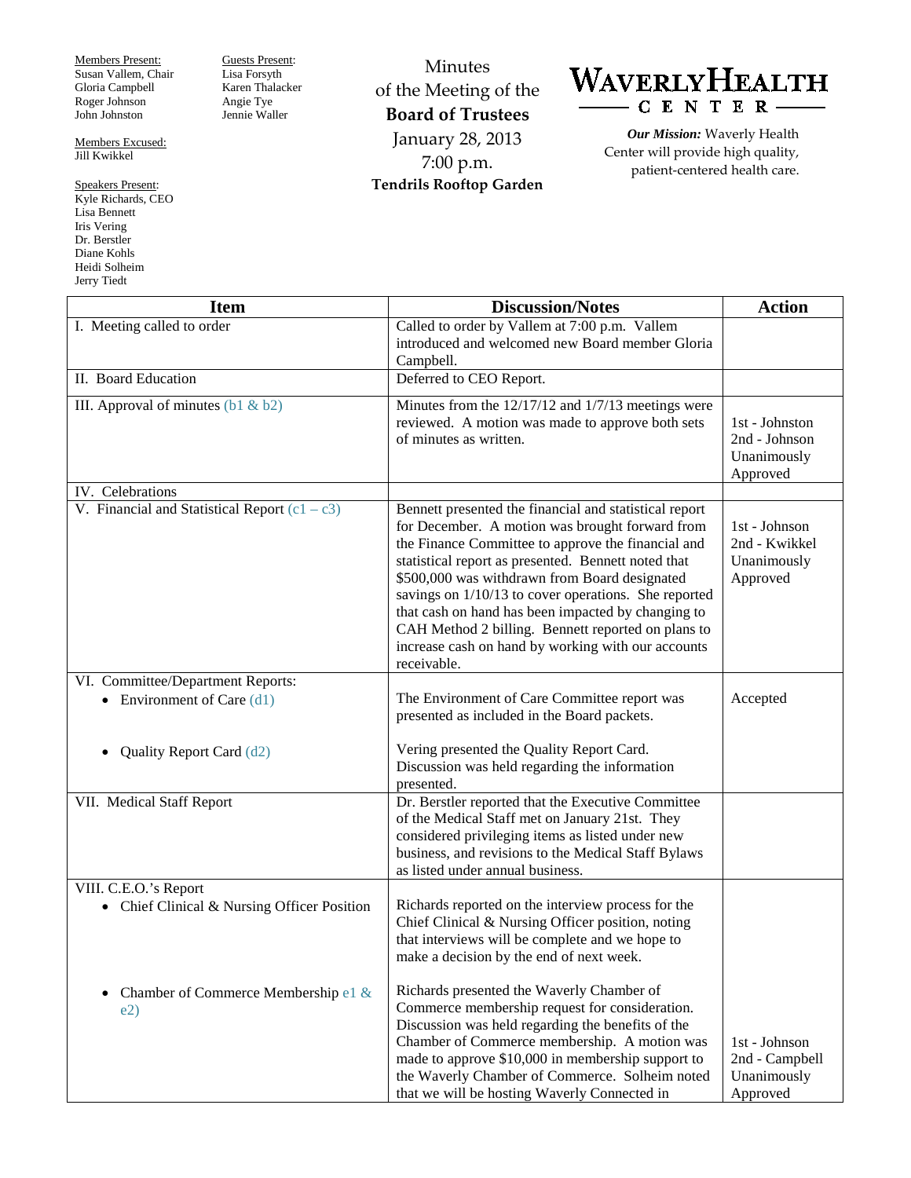Members Present:
Susan Vallem, Chair
Gloria Campbell
Roger Johnson
John Johnston

Members Excused:
Jill Kwikkel

Speakers Present:
Kyle Richards, CEO
Lisa Bennett
Iris Vering
Dr. Berstler
Diane Kohls
Heidi Solheim
Jerry Tiedt

Guests Present:
Lisa Forsyth
Karen Thalacker
Angie Tye
Jennie Waller

Minutes
of the Meeting of the
**Board of Trustees**
January 28, 2013
7:00 p.m.
**Tendrils Rooftop Garden**

**WAVERLY HEALTH CENTER**

***Our Mission:*** Waverly Health Center will provide high quality, patient-centered health care.

| Item | Discussion/Notes | Action |
|---|---|---|
| I. Meeting called to order | Called to order by Vallem at 7:00 p.m. Vallem introduced and welcomed new Board member Gloria Campbell. | |
| II. Board Education | Deferred to CEO Report. | |
| III. Approval of minutes (b1 & b2) | Minutes from the 12/17/12 and 1/7/13 meetings were reviewed. A motion was made to approve both sets of minutes as written. | 1st - Johnston<br>2nd - Johnson<br>Unanimously Approved |
| IV. Celebrations | | |
| V. Financial and Statistical Report (c1 – c3) | Bennett presented the financial and statistical report for December. A motion was brought forward from the Finance Committee to approve the financial and statistical report as presented. Bennett noted that $500,000 was withdrawn from Board designated savings on 1/10/13 to cover operations. She reported that cash on hand has been impacted by changing to CAH Method 2 billing. Bennett reported on plans to increase cash on hand by working with our accounts receivable. | 1st - Johnson<br>2nd - Kwikkel<br>Unanimously Approved |
| VI. Committee/Department Reports:<br>• Environment of Care (d1)<br><br>• Quality Report Card (d2) | The Environment of Care Committee report was presented as included in the Board packets.<br><br>Vering presented the Quality Report Card. Discussion was held regarding the information presented. | Accepted |
| VII. Medical Staff Report | Dr. Berstler reported that the Executive Committee of the Medical Staff met on January 21st. They considered privileging items as listed under new business, and revisions to the Medical Staff Bylaws as listed under annual business. | |
| VIII. C.E.O.'s Report<br>• Chief Clinical & Nursing Officer Position<br><br>• Chamber of Commerce Membership e1 & e2) | Richards reported on the interview process for the Chief Clinical & Nursing Officer position, noting that interviews will be complete and we hope to make a decision by the end of next week.<br><br>Richards presented the Waverly Chamber of Commerce membership request for consideration. Discussion was held regarding the benefits of the Chamber of Commerce membership. A motion was made to approve $10,000 in membership support to the Waverly Chamber of Commerce. Solheim noted that we will be hosting Waverly Connected in | 1st - Johnson<br>2nd - Campbell<br>Unanimously Approved |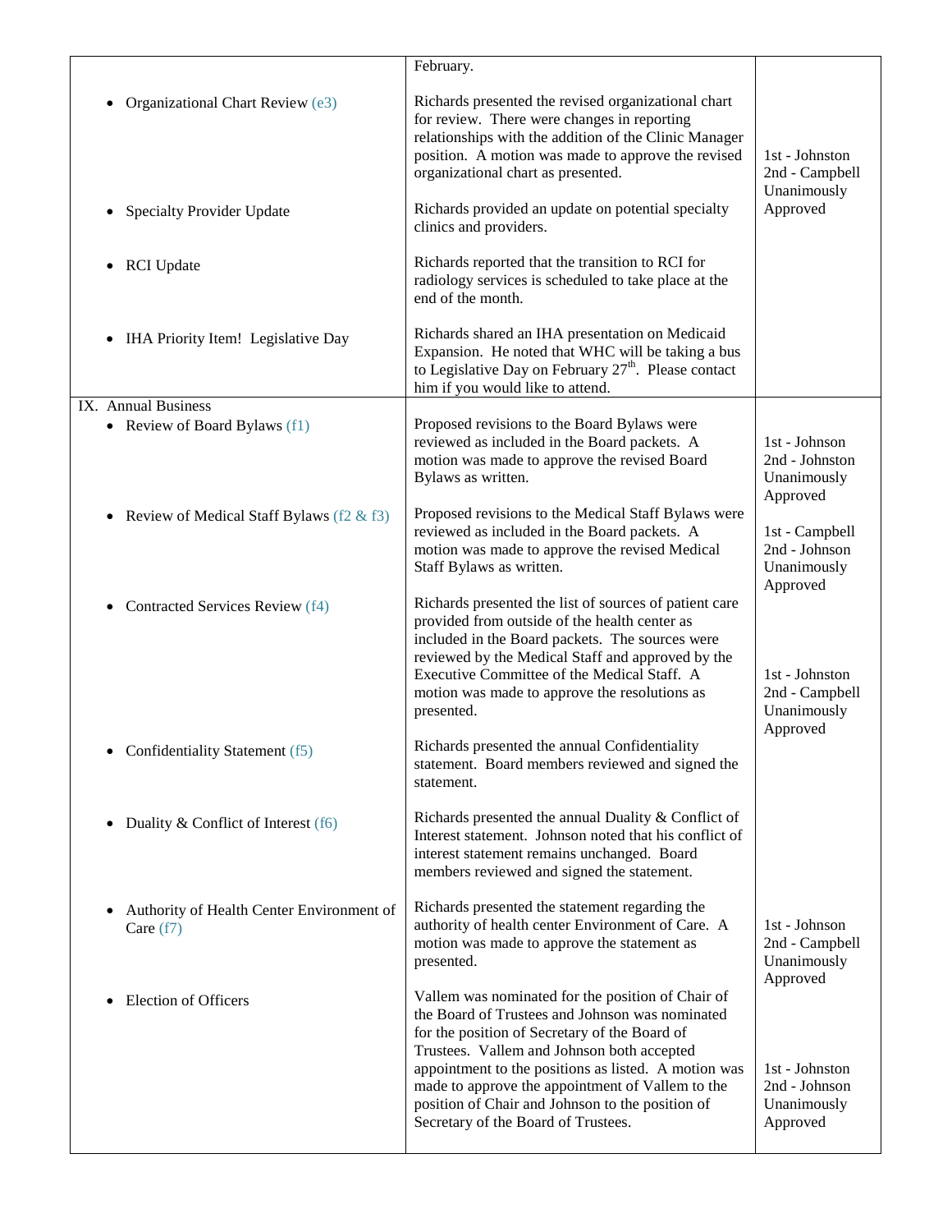| | | |
|---|---|---|
| | February. | |
| • Organizational Chart Review (e3) | Richards presented the revised organizational chart for review. There were changes in reporting relationships with the addition of the Clinic Manager position. A motion was made to approve the revised organizational chart as presented. | 1st - Johnston<br>2nd - Campbell<br>Unanimously Approved |
| • Specialty Provider Update | Richards provided an update on potential specialty clinics and providers. | |
| • RCI Update | Richards reported that the transition to RCI for radiology services is scheduled to take place at the end of the month. | |
| • IHA Priority Item! Legislative Day | Richards shared an IHA presentation on Medicaid Expansion. He noted that WHC will be taking a bus to Legislative Day on February 27th. Please contact him if you would like to attend. | |
| IX. Annual Business<br>• Review of Board Bylaws (f1) | Proposed revisions to the Board Bylaws were reviewed as included in the Board packets. A motion was made to approve the revised Board Bylaws as written. | 1st - Johnson<br>2nd - Johnston<br>Unanimously Approved |
| • Review of Medical Staff Bylaws (f2 & f3) | Proposed revisions to the Medical Staff Bylaws were reviewed as included in the Board packets. A motion was made to approve the revised Medical Staff Bylaws as written. | 1st - Campbell<br>2nd - Johnson<br>Unanimously Approved |
| • Contracted Services Review (f4) | Richards presented the list of sources of patient care provided from outside of the health center as included in the Board packets. The sources were reviewed by the Medical Staff and approved by the Executive Committee of the Medical Staff. A motion was made to approve the resolutions as presented. | 1st - Johnston<br>2nd - Campbell<br>Unanimously Approved |
| • Confidentiality Statement (f5) | Richards presented the annual Confidentiality statement. Board members reviewed and signed the statement. | |
| • Duality & Conflict of Interest (f6) | Richards presented the annual Duality & Conflict of Interest statement. Johnson noted that his conflict of interest statement remains unchanged. Board members reviewed and signed the statement. | |
| • Authority of Health Center Environment of Care (f7) | Richards presented the statement regarding the authority of health center Environment of Care. A motion was made to approve the statement as presented. | 1st - Johnson<br>2nd - Campbell<br>Unanimously Approved |
| • Election of Officers | Vallem was nominated for the position of Chair of the Board of Trustees and Johnson was nominated for the position of Secretary of the Board of Trustees. Vallem and Johnson both accepted appointment to the positions as listed. A motion was made to approve the appointment of Vallem to the position of Chair and Johnson to the position of Secretary of the Board of Trustees. | 1st - Johnston<br>2nd - Johnson<br>Unanimously Approved |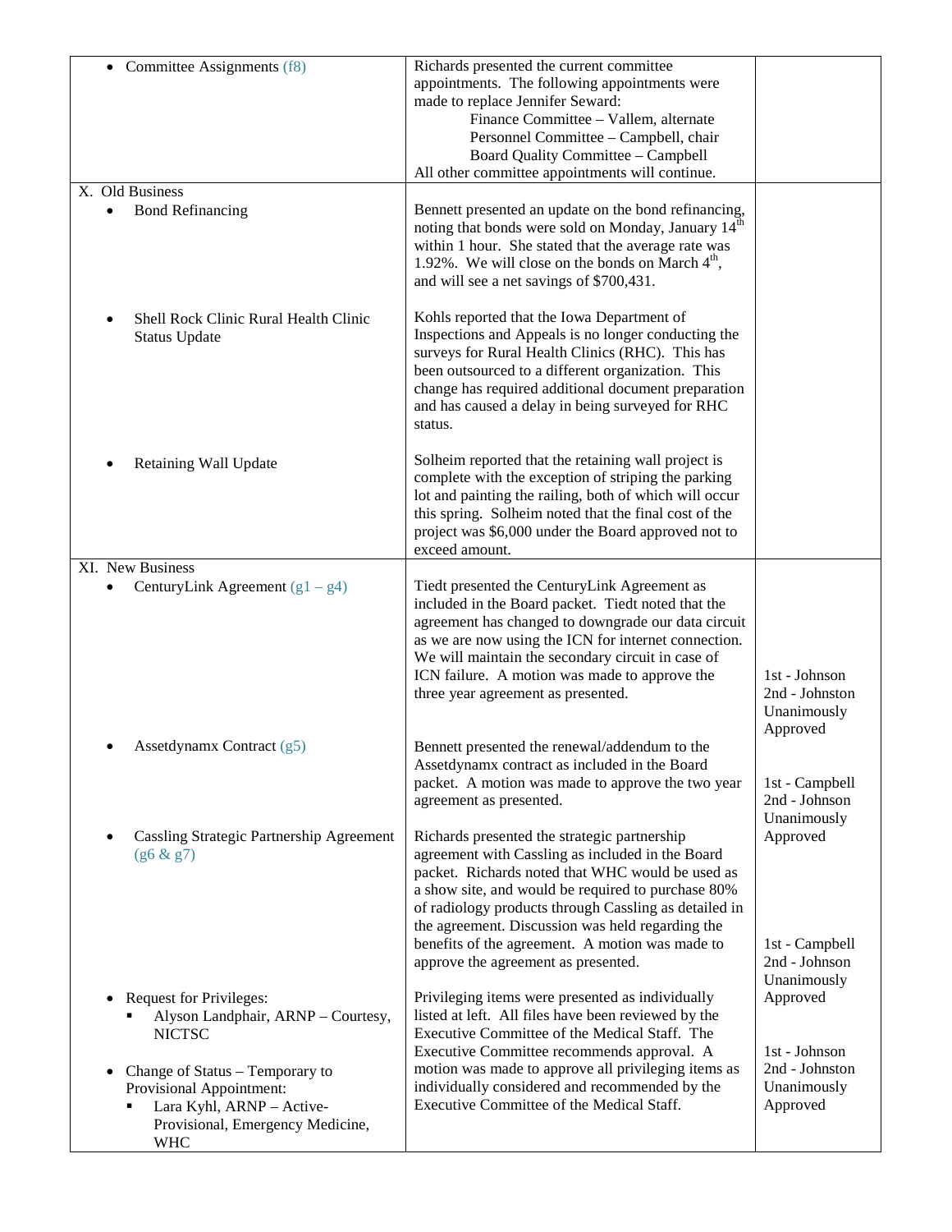| | | |
|---|---|---|
| • Committee Assignments (f8) | Richards presented the current committee appointments. The following appointments were made to replace Jennifer Seward:<br>Finance Committee – Vallem, alternate<br>Personnel Committee – Campbell, chair<br>Board Quality Committee – Campbell<br>All other committee appointments will continue. | |
| X. Old Business<br>• Bond Refinancing | Bennett presented an update on the bond refinancing, noting that bonds were sold on Monday, January 14th within 1 hour. She stated that the average rate was 1.92%. We will close on the bonds on March 4th, and will see a net savings of $700,431. | |
| • Shell Rock Clinic Rural Health Clinic Status Update | Kohls reported that the Iowa Department of Inspections and Appeals is no longer conducting the surveys for Rural Health Clinics (RHC). This has been outsourced to a different organization. This change has required additional document preparation and has caused a delay in being surveyed for RHC status. | |
| • Retaining Wall Update | Solheim reported that the retaining wall project is complete with the exception of striping the parking lot and painting the railing, both of which will occur this spring. Solheim noted that the final cost of the project was $6,000 under the Board approved not to exceed amount. | |
| XI. New Business<br>• CenturyLink Agreement (g1 – g4) | Tiedt presented the CenturyLink Agreement as included in the Board packet. Tiedt noted that the agreement has changed to downgrade our data circuit as we are now using the ICN for internet connection. We will maintain the secondary circuit in case of ICN failure. A motion was made to approve the three year agreement as presented. | 1st - Johnson<br>2nd - Johnston<br>Unanimously Approved |
| • Assetdynamx Contract (g5) | Bennett presented the renewal/addendum to the Assetdynamx contract as included in the Board packet. A motion was made to approve the two year agreement as presented. | 1st - Campbell<br>2nd - Johnson<br>Unanimously Approved |
| • Cassling Strategic Partnership Agreement (g6 & g7) | Richards presented the strategic partnership agreement with Cassling as included in the Board packet. Richards noted that WHC would be used as a show site, and would be required to purchase 80% of radiology products through Cassling as detailed in the agreement. Discussion was held regarding the benefits of the agreement. A motion was made to approve the agreement as presented. | 1st - Campbell<br>2nd - Johnson<br>Unanimously Approved |
| • Request for Privileges:<br>▪ Alyson Landphair, ARNP – Courtesy, NICTSC<br><br>• Change of Status – Temporary to Provisional Appointment:<br>▪ Lara Kyhl, ARNP – Active-Provisional, Emergency Medicine, WHC | Privileging items were presented as individually listed at left. All files have been reviewed by the Executive Committee of the Medical Staff. The Executive Committee recommends approval. A motion was made to approve all privileging items as individually considered and recommended by the Executive Committee of the Medical Staff. | 1st - Johnson<br>2nd - Johnston<br>Unanimously Approved |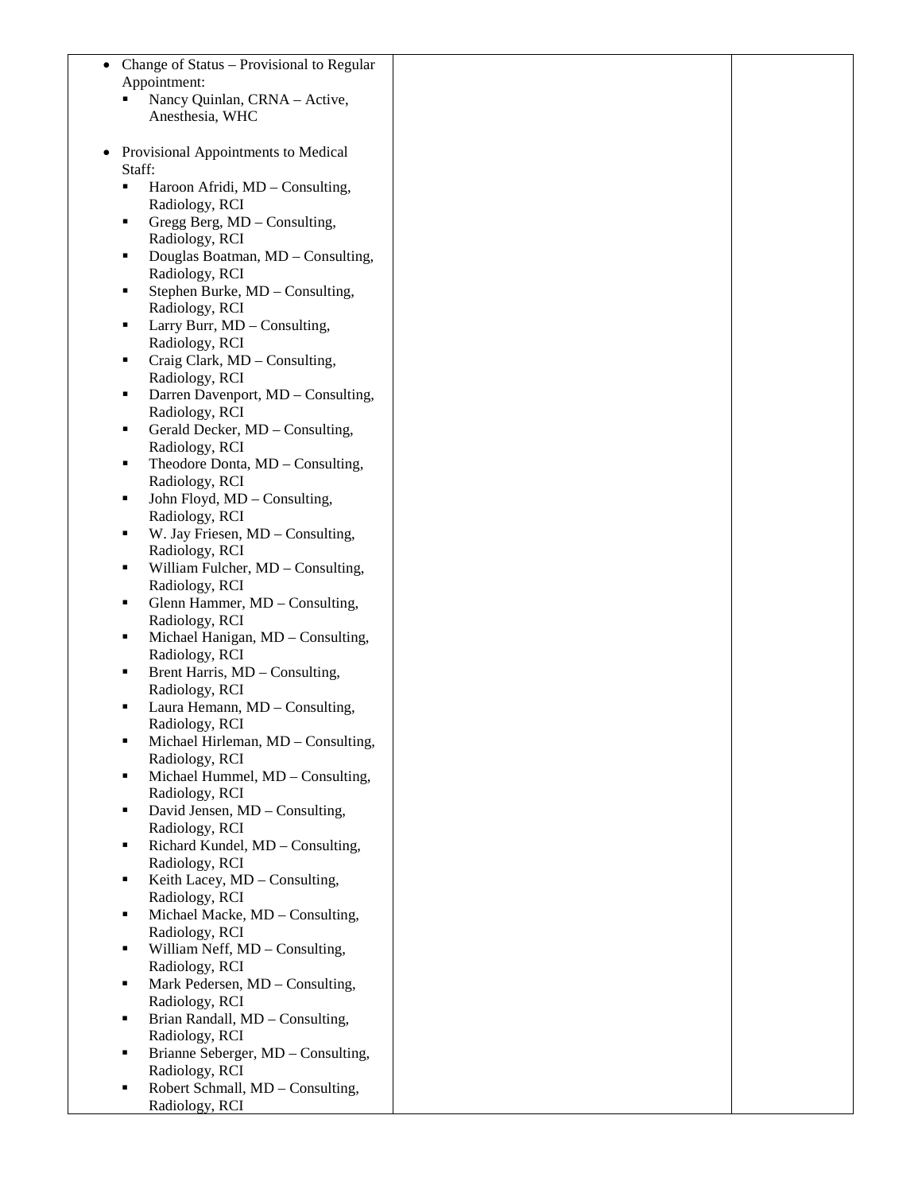| | | |
|---|---|---|
| • Change of Status – Provisional to Regular Appointment:<br>  ▪ Nancy Quinlan, CRNA – Active, Anesthesia, WHC<br><br>• Provisional Appointments to Medical Staff:<br>  ▪ Haroon Afridi, MD – Consulting, Radiology, RCI<br>  ▪ Gregg Berg, MD – Consulting, Radiology, RCI<br>  ▪ Douglas Boatman, MD – Consulting, Radiology, RCI<br>  ▪ Stephen Burke, MD – Consulting, Radiology, RCI<br>  ▪ Larry Burr, MD – Consulting, Radiology, RCI<br>  ▪ Craig Clark, MD – Consulting, Radiology, RCI<br>  ▪ Darren Davenport, MD – Consulting, Radiology, RCI<br>  ▪ Gerald Decker, MD – Consulting, Radiology, RCI<br>  ▪ Theodore Donta, MD – Consulting, Radiology, RCI<br>  ▪ John Floyd, MD – Consulting, Radiology, RCI<br>  ▪ W. Jay Friesen, MD – Consulting, Radiology, RCI<br>  ▪ William Fulcher, MD – Consulting, Radiology, RCI<br>  ▪ Glenn Hammer, MD – Consulting, Radiology, RCI<br>  ▪ Michael Hanigan, MD – Consulting, Radiology, RCI<br>  ▪ Brent Harris, MD – Consulting, Radiology, RCI<br>  ▪ Laura Hemann, MD – Consulting, Radiology, RCI<br>  ▪ Michael Hirleman, MD – Consulting, Radiology, RCI<br>  ▪ Michael Hummel, MD – Consulting, Radiology, RCI<br>  ▪ David Jensen, MD – Consulting, Radiology, RCI<br>  ▪ Richard Kundel, MD – Consulting, Radiology, RCI<br>  ▪ Keith Lacey, MD – Consulting, Radiology, RCI<br>  ▪ Michael Macke, MD – Consulting, Radiology, RCI<br>  ▪ William Neff, MD – Consulting, Radiology, RCI<br>  ▪ Mark Pedersen, MD – Consulting, Radiology, RCI<br>  ▪ Brian Randall, MD – Consulting, Radiology, RCI<br>  ▪ Brianne Seberger, MD – Consulting, Radiology, RCI<br>  ▪ Robert Schmall, MD – Consulting, Radiology, RCI | | |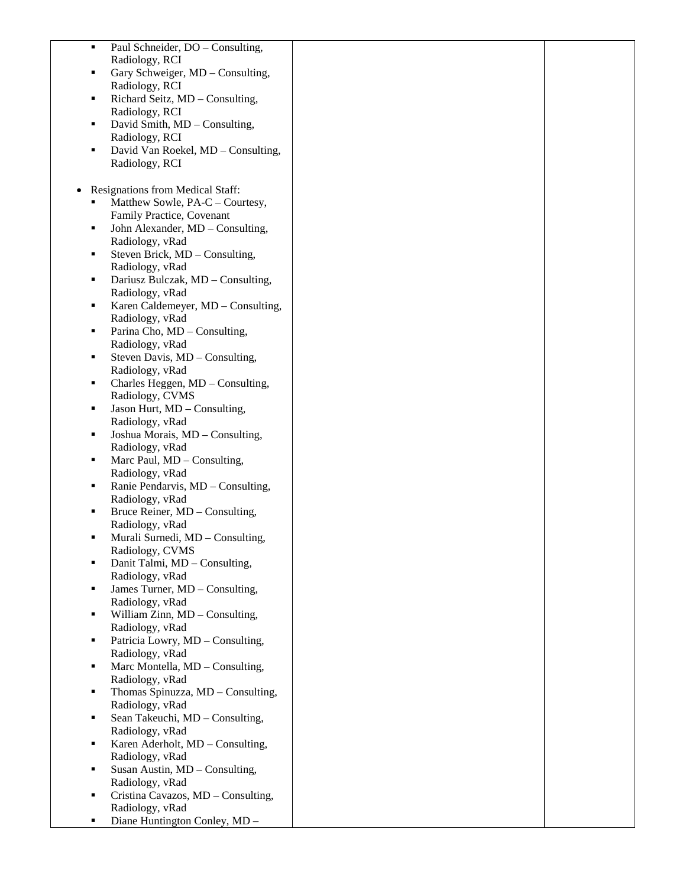| | | |
|---|---|---|
| ▪ Paul Schneider, DO – Consulting, Radiology, RCI<br>▪ Gary Schweiger, MD – Consulting, Radiology, RCI<br>▪ Richard Seitz, MD – Consulting, Radiology, RCI<br>▪ David Smith, MD – Consulting, Radiology, RCI<br>▪ David Van Roekel, MD – Consulting, Radiology, RCI<br><br>• Resignations from Medical Staff:<br>▪ Matthew Sowle, PA-C – Courtesy, Family Practice, Covenant<br>▪ John Alexander, MD – Consulting, Radiology, vRad<br>▪ Steven Brick, MD – Consulting, Radiology, vRad<br>▪ Dariusz Bulczak, MD – Consulting, Radiology, vRad<br>▪ Karen Caldemeyer, MD – Consulting, Radiology, vRad<br>▪ Parina Cho, MD – Consulting, Radiology, vRad<br>▪ Steven Davis, MD – Consulting, Radiology, vRad<br>▪ Charles Heggen, MD – Consulting, Radiology, CVMS<br>▪ Jason Hurt, MD – Consulting, Radiology, vRad<br>▪ Joshua Morais, MD – Consulting, Radiology, vRad<br>▪ Marc Paul, MD – Consulting, Radiology, vRad<br>▪ Ranie Pendarvis, MD – Consulting, Radiology, vRad<br>▪ Bruce Reiner, MD – Consulting, Radiology, vRad<br>▪ Murali Surnedi, MD – Consulting, Radiology, CVMS<br>▪ Danit Talmi, MD – Consulting, Radiology, vRad<br>▪ James Turner, MD – Consulting, Radiology, vRad<br>▪ William Zinn, MD – Consulting, Radiology, vRad<br>▪ Patricia Lowry, MD – Consulting, Radiology, vRad<br>▪ Marc Montella, MD – Consulting, Radiology, vRad<br>▪ Thomas Spinuzza, MD – Consulting, Radiology, vRad<br>▪ Sean Takeuchi, MD – Consulting, Radiology, vRad<br>▪ Karen Aderholt, MD – Consulting, Radiology, vRad<br>▪ Susan Austin, MD – Consulting, Radiology, vRad<br>▪ Cristina Cavazos, MD – Consulting, Radiology, vRad<br>▪ Diane Huntington Conley, MD – | | |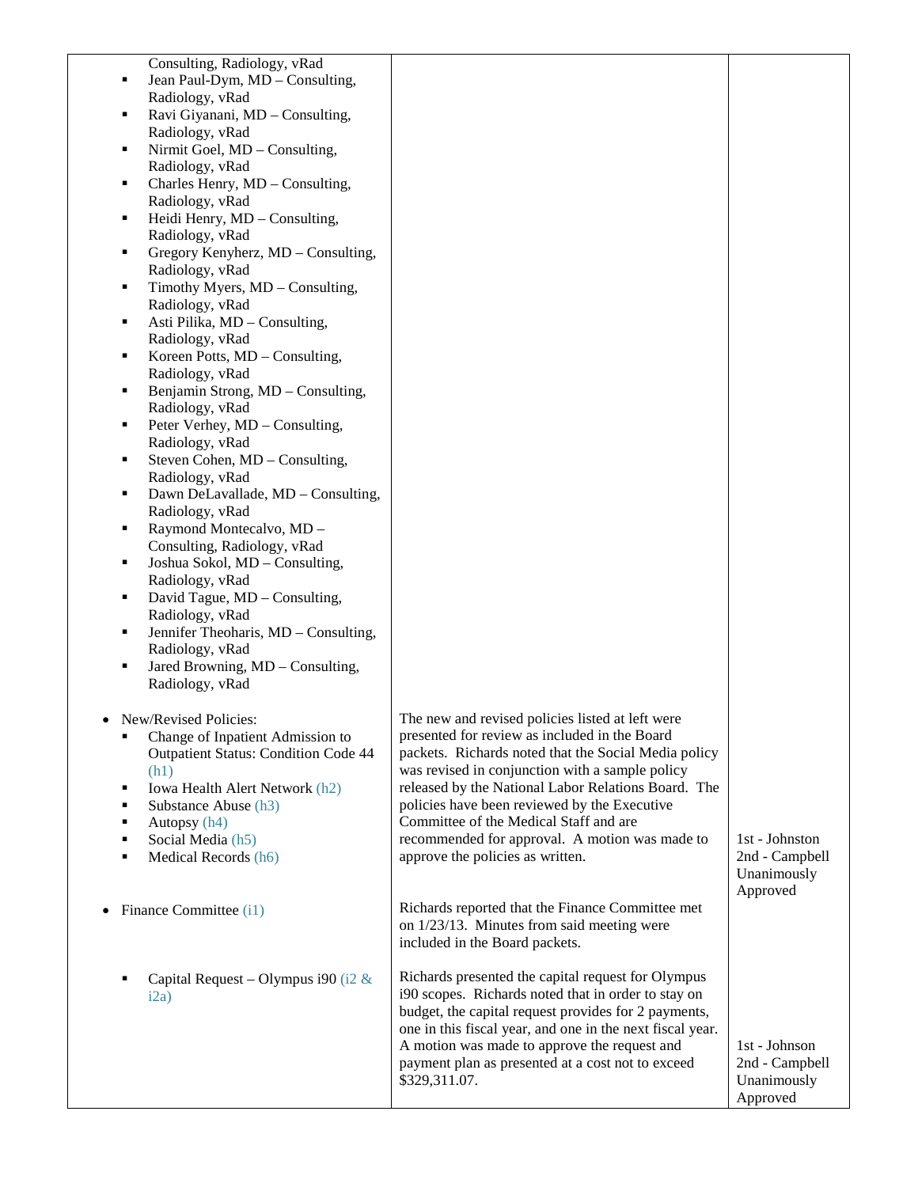| | | |
|---|---|---|
| Consulting, Radiology, vRad<br>▪ Jean Paul-Dym, MD – Consulting, Radiology, vRad<br>▪ Ravi Giyanani, MD – Consulting, Radiology, vRad<br>▪ Nirmit Goel, MD – Consulting, Radiology, vRad<br>▪ Charles Henry, MD – Consulting, Radiology, vRad<br>▪ Heidi Henry, MD – Consulting, Radiology, vRad<br>▪ Gregory Kenyherz, MD – Consulting, Radiology, vRad<br>▪ Timothy Myers, MD – Consulting, Radiology, vRad<br>▪ Asti Pilika, MD – Consulting, Radiology, vRad<br>▪ Koreen Potts, MD – Consulting, Radiology, vRad<br>▪ Benjamin Strong, MD – Consulting, Radiology, vRad<br>▪ Peter Verhey, MD – Consulting, Radiology, vRad<br>▪ Steven Cohen, MD – Consulting, Radiology, vRad<br>▪ Dawn DeLavallade, MD – Consulting, Radiology, vRad<br>▪ Raymond Montecalvo, MD – Consulting, Radiology, vRad<br>▪ Joshua Sokol, MD – Consulting, Radiology, vRad<br>▪ David Tague, MD – Consulting, Radiology, vRad<br>▪ Jennifer Theoharis, MD – Consulting, Radiology, vRad<br>▪ Jared Browning, MD – Consulting, Radiology, vRad | | |
| • New/Revised Policies:<br>▪ Change of Inpatient Admission to Outpatient Status: Condition Code 44 (h1)<br>▪ Iowa Health Alert Network (h2)<br>▪ Substance Abuse (h3)<br>▪ Autopsy (h4)<br>▪ Social Media (h5)<br>▪ Medical Records (h6) | The new and revised policies listed at left were presented for review as included in the Board packets. Richards noted that the Social Media policy was revised in conjunction with a sample policy released by the National Labor Relations Board. The policies have been reviewed by the Executive Committee of the Medical Staff and are recommended for approval. A motion was made to approve the policies as written. | 1st - Johnston<br>2nd - Campbell<br>Unanimously Approved |
| • Finance Committee (i1) | Richards reported that the Finance Committee met on 1/23/13. Minutes from said meeting were included in the Board packets. | |
| ▪ Capital Request – Olympus i90 (i2 & i2a) | Richards presented the capital request for Olympus i90 scopes. Richards noted that in order to stay on budget, the capital request provides for 2 payments, one in this fiscal year, and one in the next fiscal year. A motion was made to approve the request and payment plan as presented at a cost not to exceed $329,311.07. | 1st - Johnston<br>2nd - Campbell<br>Unanimously Approved |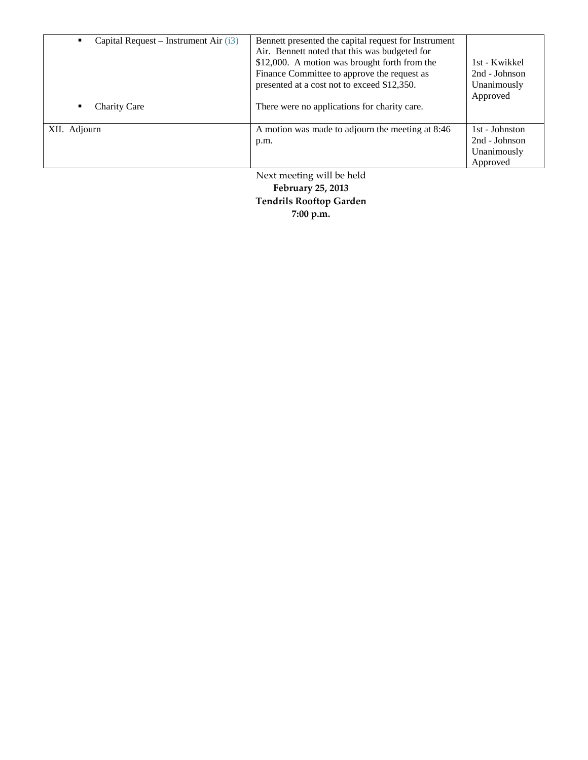| | | |
|---|---|---|
| ▪ Capital Request – Instrument Air (i3)<br><br>▪ Charity Care | Bennett presented the capital request for Instrument Air. Bennett noted that this was budgeted for $12,000. A motion was brought forth from the Finance Committee to approve the request as presented at a cost not to exceed $12,350.<br><br>There were no applications for charity care. | 1st - Kwikkel<br>2nd - Johnson<br>Unanimously Approved |
| XII. Adjourn | A motion was made to adjourn the meeting at 8:46 p.m. | 1st - Johnston<br>2nd - Johnson<br>Unanimously Approved |

Next meeting will be held
**February 25, 2013**
**Tendrils Rooftop Garden**
**7:00 p.m.**